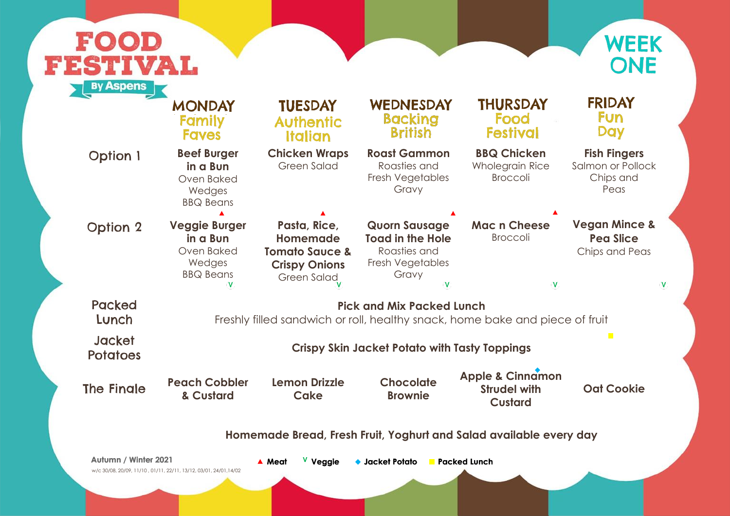# FOOD FESTIVAL

By Aspens

# WEEK ONE

| | MONDAY Family Faves | TUESDAY Authentic Italian | WEDNESDAY Backing British | THURSDAY Food Festival | FRIDAY Fun Day |
|---|---|---|---|---|---|
| Option 1 | **Beef Burger in a Bun** Oven Baked Wedges BBQ Beans ▲ | **Chicken Wraps** Green Salad ▲ | **Roast Gammon** Roasties and Fresh Vegetables Gravy ▲ | **BBQ Chicken** Wholegrain Rice Broccoli ▲ | **Fish Fingers** Salmon or Pollock Chips and Peas |
| Option 2 | **Veggie Burger in a Bun** Oven Baked Wedges BBQ Beans V | **Pasta, Rice, Homemade Tomato Sauce & Crispy Onions** Green Salad V | **Quorn Sausage Toad in the Hole** Roasties and Fresh Vegetables Gravy V | **Mac n Cheese** Broccoli V | **Vegan Mince & Pea Slice** Chips and Peas V |
| Packed Lunch | **Pick and Mix Packed Lunch** Freshly filled sandwich or roll, healthy snack, home bake and piece of fruit | | | | ■ |
| Jacket Potatoes | **Crispy Skin Jacket Potato with Tasty Toppings** | | | | |
| The Finale | **Peach Cobbler & Custard** | **Lemon Drizzle Cake** | **Chocolate Brownie** | ◆ **Apple & Cinnamon Strudel with Custard** | **Oat Cookie** |

**Homemade Bread, Fresh Fruit, Yoghurt and Salad available every day**

**Autumn / Winter 2021**

w/c 30/08, 20/09, 11/10 , 01/11, 22/11, 13/12, 03/01, 24/01,14/02

▲ **Meat** V **Veggie** ◆ **Jacket Potato** ■ **Packed Lunch**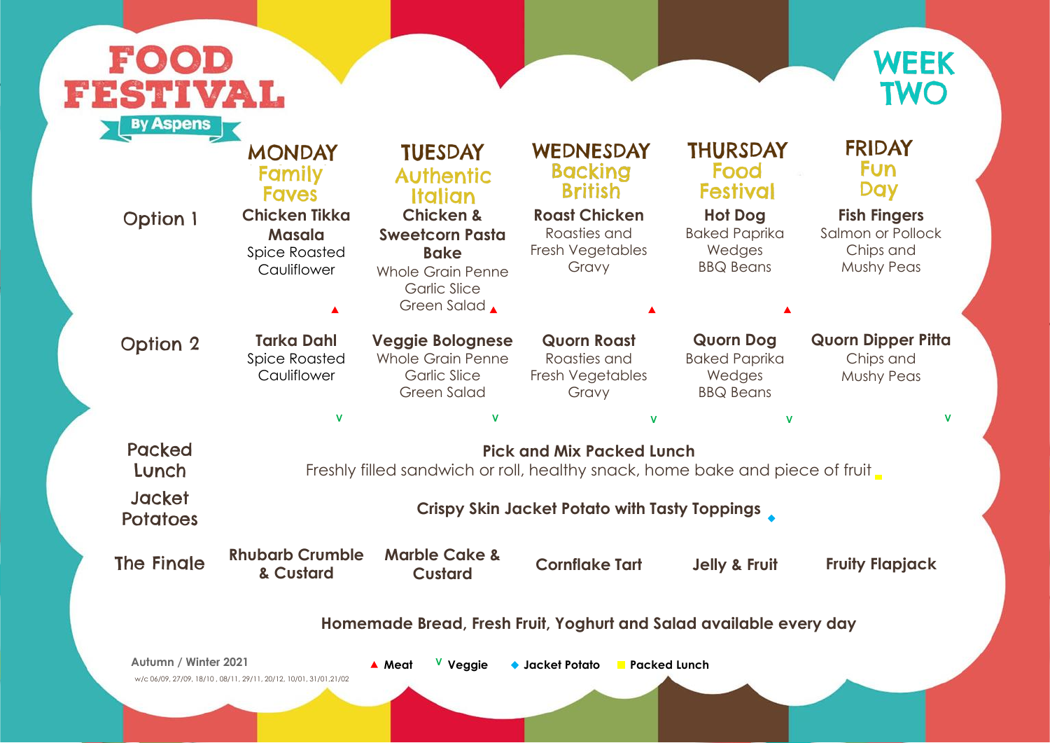# FOOD FESTIVAL

By Aspens

## WEEK TWO

| | MONDAY Family Faves | TUESDAY Authentic Italian | WEDNESDAY Backing British | THURSDAY Food Festival | FRIDAY Fun Day |
|---|---|---|---|---|---|
| Option 1 | **Chicken Tikka Masala** Spice Roasted Cauliflower ▲ | **Chicken & Sweetcorn Pasta Bake** Whole Grain Penne Garlic Slice Green Salad ▲ | **Roast Chicken** Roasties and Fresh Vegetables Gravy ▲ | **Hot Dog** Baked Paprika Wedges BBQ Beans ▲ | **Fish Fingers** Salmon or Pollock Chips and Mushy Peas |
| Option 2 | **Tarka Dahl** Spice Roasted Cauliflower V | **Veggie Bolognese** Whole Grain Penne Garlic Slice Green Salad V | **Quorn Roast** Roasties and Fresh Vegetables Gravy V | **Quorn Dog** Baked Paprika Wedges BBQ Beans V | **Quorn Dipper Pitta** Chips and Mushy Peas V |
| Packed Lunch | **Pick and Mix Packed Lunch** Freshly filled sandwich or roll, healthy snack, home bake and piece of fruit ■ | | | | |
| Jacket Potatoes | **Crispy Skin Jacket Potato with Tasty Toppings** ◆ | | | | |
| The Finale | **Rhubarb Crumble & Custard** | **Marble Cake & Custard** | **Cornflake Tart** | **Jelly & Fruit** | **Fruity Flapjack** |

**Homemade Bread, Fresh Fruit, Yoghurt and Salad available every day**

Autumn / Winter 2021

w/c 06/09, 27/09, 18/10 , 08/11, 29/11, 20/12, 10/01, 31/01,21/02

▲ **Meat** V **Veggie** ◆ **Jacket Potato** ■ **Packed Lunch**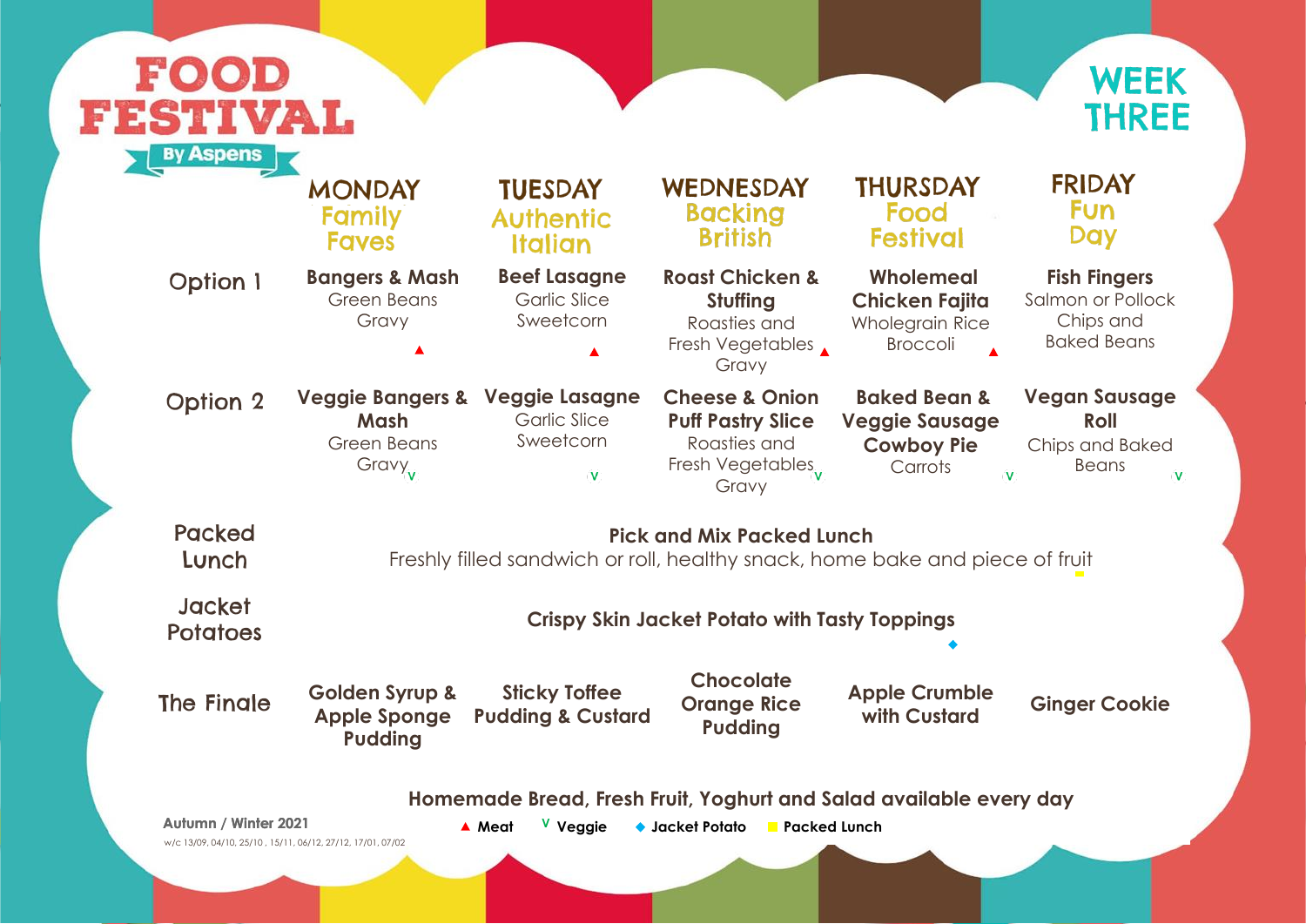# FOOD FESTIVAL

By Aspens

## WEEK THREE

| | MONDAY Family Faves | TUESDAY Authentic Italian | WEDNESDAY Backing British | THURSDAY Food Festival | FRIDAY Fun Day |
|---|---|---|---|---|---|
| Option 1 | **Bangers & Mash** Green Beans Gravy ▲ | **Beef Lasagne** Garlic Slice Sweetcorn ▲ | **Roast Chicken & Stuffing** Roasties and Fresh Vegetables Gravy ▲ | **Wholemeal Chicken Fajita** Wholegrain Rice Broccoli ▲ | **Fish Fingers** Salmon or Pollock Chips and Baked Beans |
| Option 2 | **Veggie Bangers & Mash** Green Beans Gravy V | **Veggie Lasagne** Garlic Slice Sweetcorn V | **Cheese & Onion Puff Pastry Slice** Roasties and Fresh Vegetables Gravy V | **Baked Bean & Veggie Sausage Cowboy Pie** Carrots V | **Vegan Sausage Roll** Chips and Baked Beans V |
| Packed Lunch | **Pick and Mix Packed Lunch** Freshly filled sandwich or roll, healthy snack, home bake and piece of fruit ■ | | | | |
| Jacket Potatoes | **Crispy Skin Jacket Potato with Tasty Toppings** ◆ | | | | |
| The Finale | **Golden Syrup & Apple Sponge Pudding** | **Sticky Toffee Pudding & Custard** | **Chocolate Orange Rice Pudding** | **Apple Crumble with Custard** | **Ginger Cookie** |

**Homemade Bread, Fresh Fruit, Yoghurt and Salad available every day**

▲ Meat  V Veggie  ◆ Jacket Potato  ■ Packed Lunch

Autumn / Winter 2021

w/c 13/09, 04/10, 25/10 , 15/11, 06/12, 27/12, 17/01, 07/02